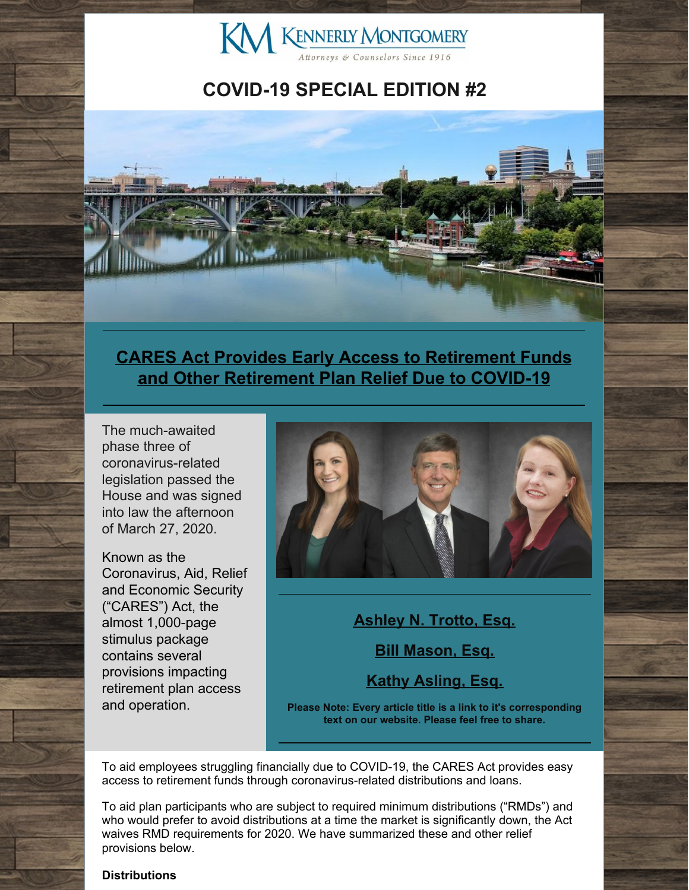KENNERLY MONTGOMERY

*Attorneys & Counselors Since 1916*

# COVID-19 SPECIAL EDITION #2

## CARES Act Provides Early Access to Retirement Funds and Other Retirement Plan Relief Due to COVID-19

The much-awaited phase three of coronavirus-related legislation passed the House and was signed into law the afternoon of March 27, 2020.

Known as the Coronavirus, Aid, Relief and Economic Security ("CARES") Act, the almost 1,000-page stimulus package contains several provisions impacting retirement plan access and operation.

**Ashley N. Trotto, Esq.**

**Bill Mason, Esq.**

**Kathy Asling, Esq.**

**Please Note: Every article title is a link to it's corresponding text on our website. Please feel free to share.**

To aid employees struggling financially due to COVID-19, the CARES Act provides easy access to retirement funds through coronavirus-related distributions and loans.

To aid plan participants who are subject to required minimum distributions ("RMDs") and who would prefer to avoid distributions at a time the market is significantly down, the Act waives RMD requirements for 2020. We have summarized these and other relief provisions below.

**Distributions**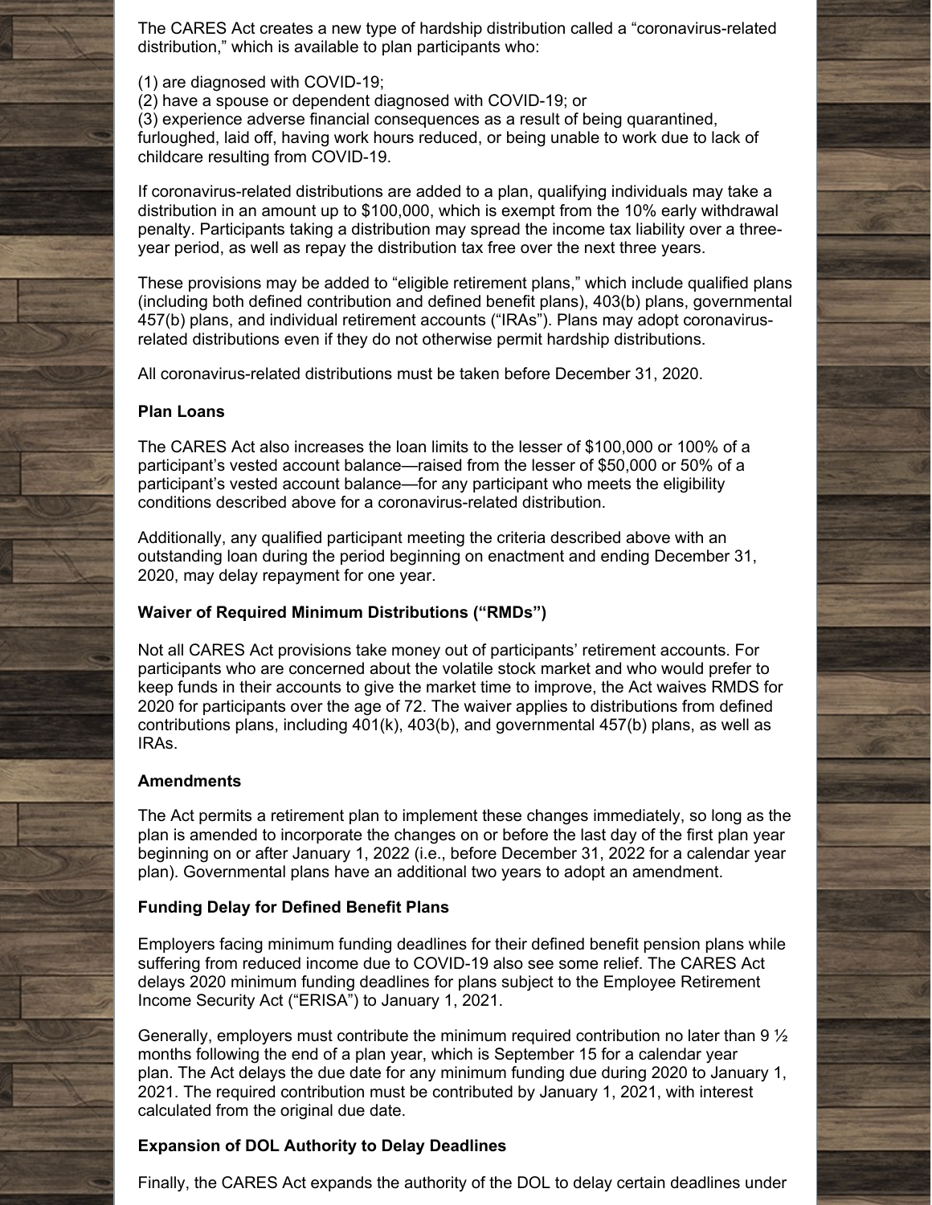The CARES Act creates a new type of hardship distribution called a "coronavirus-related distribution," which is available to plan participants who:

(1) are diagnosed with COVID-19;
(2) have a spouse or dependent diagnosed with COVID-19; or
(3) experience adverse financial consequences as a result of being quarantined, furloughed, laid off, having work hours reduced, or being unable to work due to lack of childcare resulting from COVID-19.

If coronavirus-related distributions are added to a plan, qualifying individuals may take a distribution in an amount up to $100,000, which is exempt from the 10% early withdrawal penalty. Participants taking a distribution may spread the income tax liability over a three-year period, as well as repay the distribution tax free over the next three years.

These provisions may be added to "eligible retirement plans," which include qualified plans (including both defined contribution and defined benefit plans), 403(b) plans, governmental 457(b) plans, and individual retirement accounts ("IRAs"). Plans may adopt coronavirus-related distributions even if they do not otherwise permit hardship distributions.

All coronavirus-related distributions must be taken before December 31, 2020.

**Plan Loans**

The CARES Act also increases the loan limits to the lesser of $100,000 or 100% of a participant's vested account balance—raised from the lesser of $50,000 or 50% of a participant's vested account balance—for any participant who meets the eligibility conditions described above for a coronavirus-related distribution.

Additionally, any qualified participant meeting the criteria described above with an outstanding loan during the period beginning on enactment and ending December 31, 2020, may delay repayment for one year.

**Waiver of Required Minimum Distributions ("RMDs")**

Not all CARES Act provisions take money out of participants' retirement accounts. For participants who are concerned about the volatile stock market and who would prefer to keep funds in their accounts to give the market time to improve, the Act waives RMDS for 2020 for participants over the age of 72. The waiver applies to distributions from defined contributions plans, including 401(k), 403(b), and governmental 457(b) plans, as well as IRAs.

**Amendments**

The Act permits a retirement plan to implement these changes immediately, so long as the plan is amended to incorporate the changes on or before the last day of the first plan year beginning on or after January 1, 2022 (i.e., before December 31, 2022 for a calendar year plan). Governmental plans have an additional two years to adopt an amendment.

**Funding Delay for Defined Benefit Plans**

Employers facing minimum funding deadlines for their defined benefit pension plans while suffering from reduced income due to COVID-19 also see some relief. The CARES Act delays 2020 minimum funding deadlines for plans subject to the Employee Retirement Income Security Act ("ERISA") to January 1, 2021.

Generally, employers must contribute the minimum required contribution no later than 9 ½ months following the end of a plan year, which is September 15 for a calendar year plan. The Act delays the due date for any minimum funding due during 2020 to January 1, 2021. The required contribution must be contributed by January 1, 2021, with interest calculated from the original due date.

**Expansion of DOL Authority to Delay Deadlines**

Finally, the CARES Act expands the authority of the DOL to delay certain deadlines under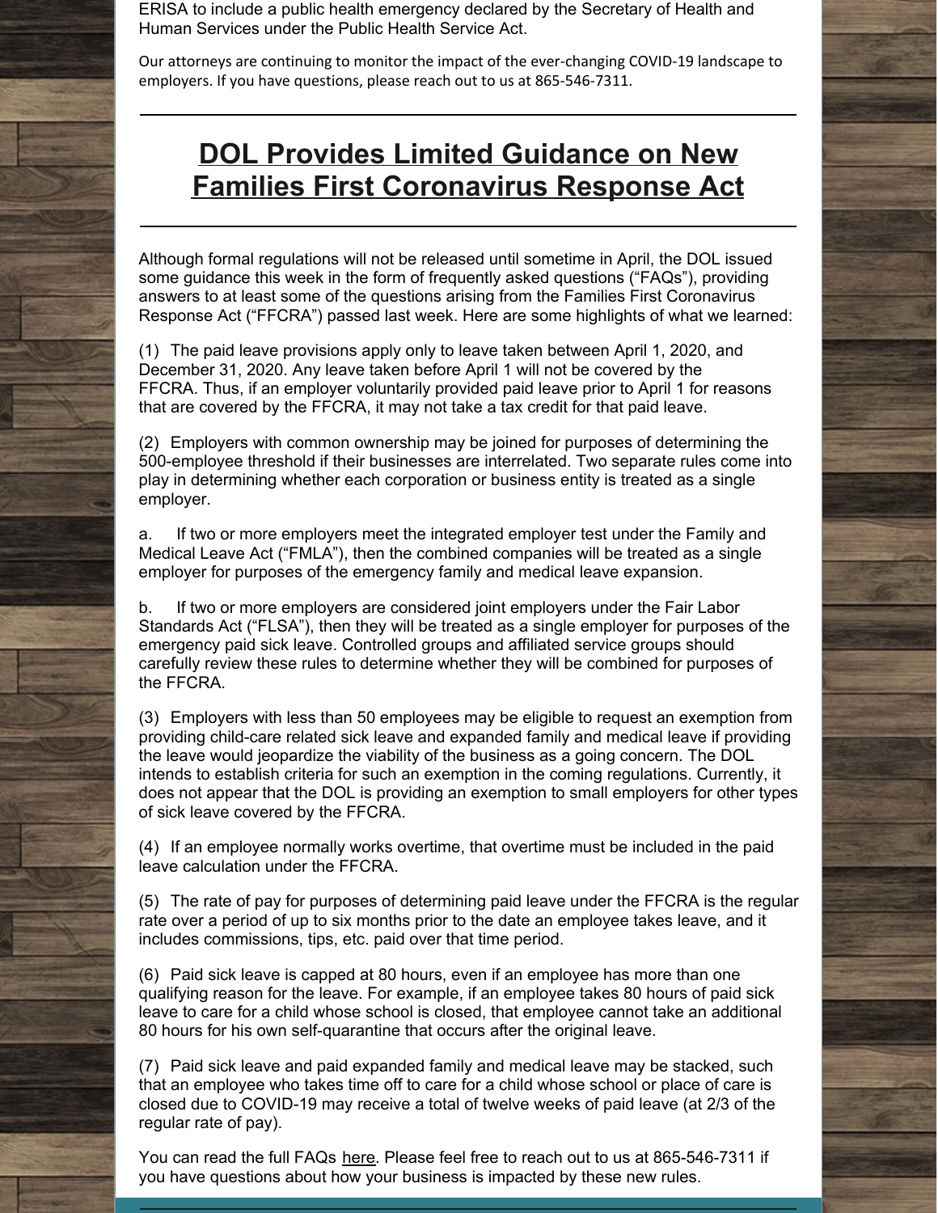ERISA to include a public health emergency declared by the Secretary of Health and Human Services under the Public Health Service Act.

Our attorneys are continuing to monitor the impact of the ever-changing COVID-19 landscape to employers. If you have questions, please reach out to us at 865-546-7311.

---

## DOL Provides Limited Guidance on New Families First Coronavirus Response Act

---

Although formal regulations will not be released until sometime in April, the DOL issued some guidance this week in the form of frequently asked questions ("FAQs"), providing answers to at least some of the questions arising from the Families First Coronavirus Response Act ("FFCRA") passed last week. Here are some highlights of what we learned:

(1) The paid leave provisions apply only to leave taken between April 1, 2020, and December 31, 2020. Any leave taken before April 1 will not be covered by the FFCRA. Thus, if an employer voluntarily provided paid leave prior to April 1 for reasons that are covered by the FFCRA, it may not take a tax credit for that paid leave.

(2) Employers with common ownership may be joined for purposes of determining the 500-employee threshold if their businesses are interrelated. Two separate rules come into play in determining whether each corporation or business entity is treated as a single employer.

a. If two or more employers meet the integrated employer test under the Family and Medical Leave Act ("FMLA"), then the combined companies will be treated as a single employer for purposes of the emergency family and medical leave expansion.

b. If two or more employers are considered joint employers under the Fair Labor Standards Act ("FLSA"), then they will be treated as a single employer for purposes of the emergency paid sick leave. Controlled groups and affiliated service groups should carefully review these rules to determine whether they will be combined for purposes of the FFCRA.

(3) Employers with less than 50 employees may be eligible to request an exemption from providing child-care related sick leave and expanded family and medical leave if providing the leave would jeopardize the viability of the business as a going concern. The DOL intends to establish criteria for such an exemption in the coming regulations. Currently, it does not appear that the DOL is providing an exemption to small employers for other types of sick leave covered by the FFCRA.

(4) If an employee normally works overtime, that overtime must be included in the paid leave calculation under the FFCRA.

(5) The rate of pay for purposes of determining paid leave under the FFCRA is the regular rate over a period of up to six months prior to the date an employee takes leave, and it includes commissions, tips, etc. paid over that time period.

(6) Paid sick leave is capped at 80 hours, even if an employee has more than one qualifying reason for the leave. For example, if an employee takes 80 hours of paid sick leave to care for a child whose school is closed, that employee cannot take an additional 80 hours for his own self-quarantine that occurs after the original leave.

(7) Paid sick leave and paid expanded family and medical leave may be stacked, such that an employee who takes time off to care for a child whose school or place of care is closed due to COVID-19 may receive a total of twelve weeks of paid leave (at 2/3 of the regular rate of pay).

You can read the full FAQs here. Please feel free to reach out to us at 865-546-7311 if you have questions about how your business is impacted by these new rules.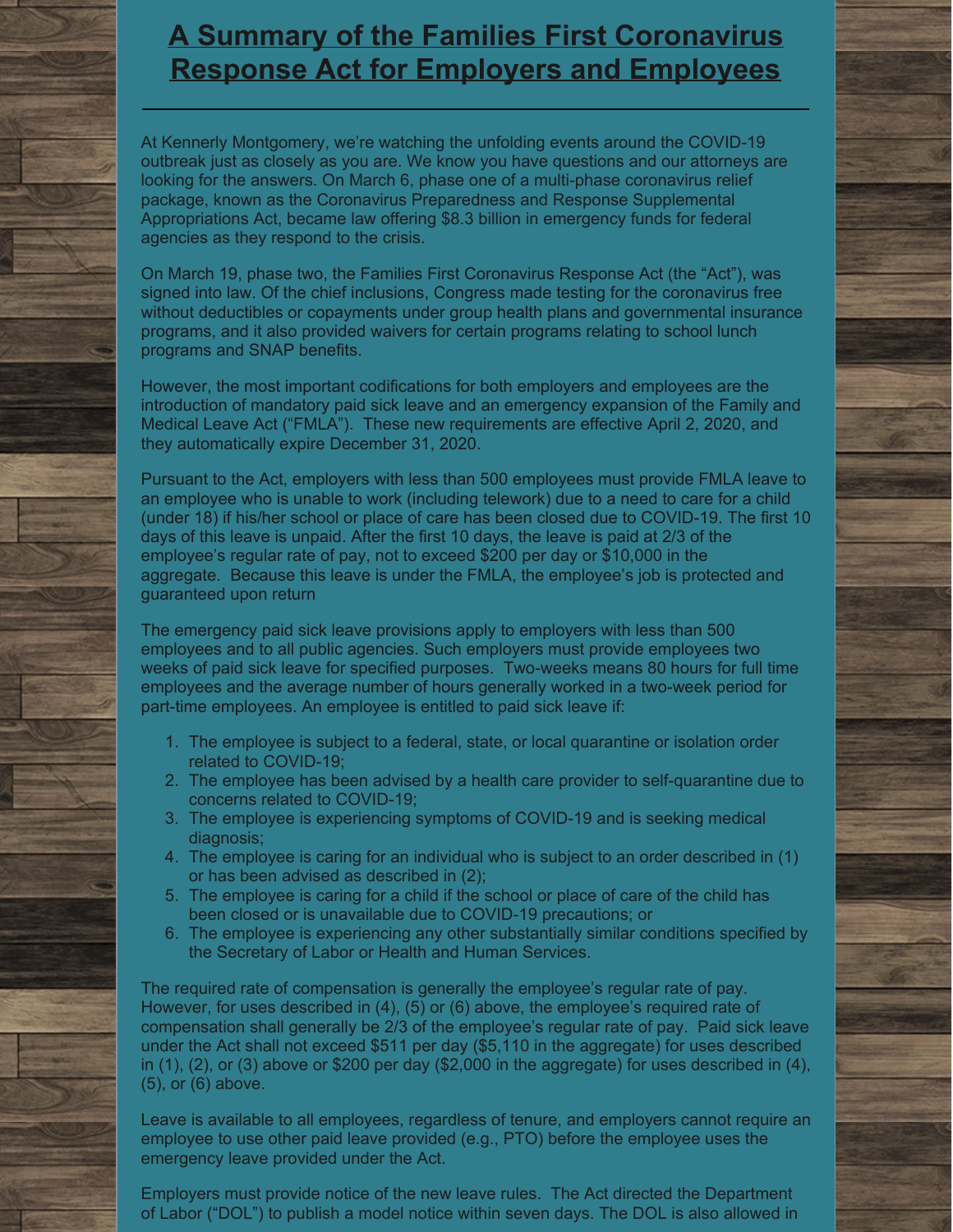# A Summary of the Families First Coronavirus Response Act for Employers and Employees

At Kennerly Montgomery, we're watching the unfolding events around the COVID-19 outbreak just as closely as you are. We know you have questions and our attorneys are looking for the answers. On March 6, phase one of a multi-phase coronavirus relief package, known as the Coronavirus Preparedness and Response Supplemental Appropriations Act, became law offering $8.3 billion in emergency funds for federal agencies as they respond to the crisis.

On March 19, phase two, the Families First Coronavirus Response Act (the "Act"), was signed into law. Of the chief inclusions, Congress made testing for the coronavirus free without deductibles or copayments under group health plans and governmental insurance programs, and it also provided waivers for certain programs relating to school lunch programs and SNAP benefits.

However, the most important codifications for both employers and employees are the introduction of mandatory paid sick leave and an emergency expansion of the Family and Medical Leave Act ("FMLA"). These new requirements are effective April 2, 2020, and they automatically expire December 31, 2020.

Pursuant to the Act, employers with less than 500 employees must provide FMLA leave to an employee who is unable to work (including telework) due to a need to care for a child (under 18) if his/her school or place of care has been closed due to COVID-19. The first 10 days of this leave is unpaid. After the first 10 days, the leave is paid at 2/3 of the employee's regular rate of pay, not to exceed $200 per day or $10,000 in the aggregate. Because this leave is under the FMLA, the employee's job is protected and guaranteed upon return

The emergency paid sick leave provisions apply to employers with less than 500 employees and to all public agencies. Such employers must provide employees two weeks of paid sick leave for specified purposes. Two-weeks means 80 hours for full time employees and the average number of hours generally worked in a two-week period for part-time employees. An employee is entitled to paid sick leave if:

1. The employee is subject to a federal, state, or local quarantine or isolation order related to COVID-19;
2. The employee has been advised by a health care provider to self-quarantine due to concerns related to COVID-19;
3. The employee is experiencing symptoms of COVID-19 and is seeking medical diagnosis;
4. The employee is caring for an individual who is subject to an order described in (1) or has been advised as described in (2);
5. The employee is caring for a child if the school or place of care of the child has been closed or is unavailable due to COVID-19 precautions; or
6. The employee is experiencing any other substantially similar conditions specified by the Secretary of Labor or Health and Human Services.

The required rate of compensation is generally the employee's regular rate of pay. However, for uses described in (4), (5) or (6) above, the employee's required rate of compensation shall generally be 2/3 of the employee's regular rate of pay. Paid sick leave under the Act shall not exceed $511 per day ($5,110 in the aggregate) for uses described in (1), (2), or (3) above or $200 per day ($2,000 in the aggregate) for uses described in (4), (5), or (6) above.

Leave is available to all employees, regardless of tenure, and employers cannot require an employee to use other paid leave provided (e.g., PTO) before the employee uses the emergency leave provided under the Act.

Employers must provide notice of the new leave rules. The Act directed the Department of Labor ("DOL") to publish a model notice within seven days. The DOL is also allowed in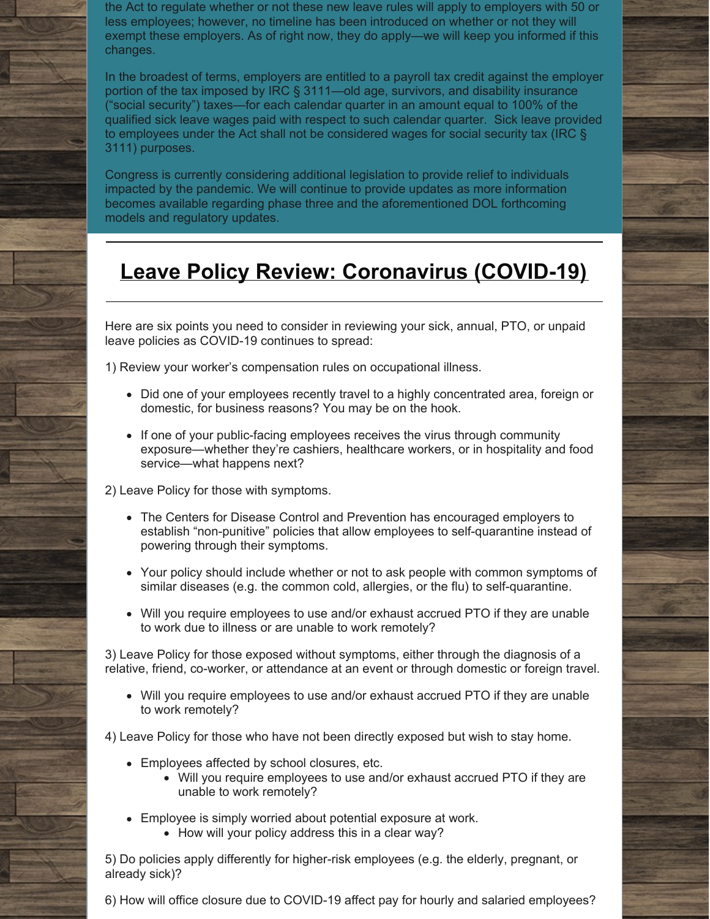the Act to regulate whether or not these new leave rules will apply to employers with 50 or less employees; however, no timeline has been introduced on whether or not they will exempt these employers. As of right now, they do apply—we will keep you informed if this changes.

In the broadest of terms, employers are entitled to a payroll tax credit against the employer portion of the tax imposed by IRC § 3111—old age, survivors, and disability insurance ("social security") taxes—for each calendar quarter in an amount equal to 100% of the qualified sick leave wages paid with respect to such calendar quarter. Sick leave provided to employees under the Act shall not be considered wages for social security tax (IRC § 3111) purposes.

Congress is currently considering additional legislation to provide relief to individuals impacted by the pandemic. We will continue to provide updates as more information becomes available regarding phase three and the aforementioned DOL forthcoming models and regulatory updates.

## Leave Policy Review: Coronavirus (COVID-19)

Here are six points you need to consider in reviewing your sick, annual, PTO, or unpaid leave policies as COVID-19 continues to spread:

1) Review your worker's compensation rules on occupational illness.

- Did one of your employees recently travel to a highly concentrated area, foreign or domestic, for business reasons? You may be on the hook.
- If one of your public-facing employees receives the virus through community exposure—whether they're cashiers, healthcare workers, or in hospitality and food service—what happens next?

2) Leave Policy for those with symptoms.

- The Centers for Disease Control and Prevention has encouraged employers to establish "non-punitive" policies that allow employees to self-quarantine instead of powering through their symptoms.
- Your policy should include whether or not to ask people with common symptoms of similar diseases (e.g. the common cold, allergies, or the flu) to self-quarantine.
- Will you require employees to use and/or exhaust accrued PTO if they are unable to work due to illness or are unable to work remotely?

3) Leave Policy for those exposed without symptoms, either through the diagnosis of a relative, friend, co-worker, or attendance at an event or through domestic or foreign travel.

- Will you require employees to use and/or exhaust accrued PTO if they are unable to work remotely?

4) Leave Policy for those who have not been directly exposed but wish to stay home.

- Employees affected by school closures, etc.
  - Will you require employees to use and/or exhaust accrued PTO if they are unable to work remotely?
- Employee is simply worried about potential exposure at work.
  - How will your policy address this in a clear way?

5) Do policies apply differently for higher-risk employees (e.g. the elderly, pregnant, or already sick)?

6) How will office closure due to COVID-19 affect pay for hourly and salaried employees?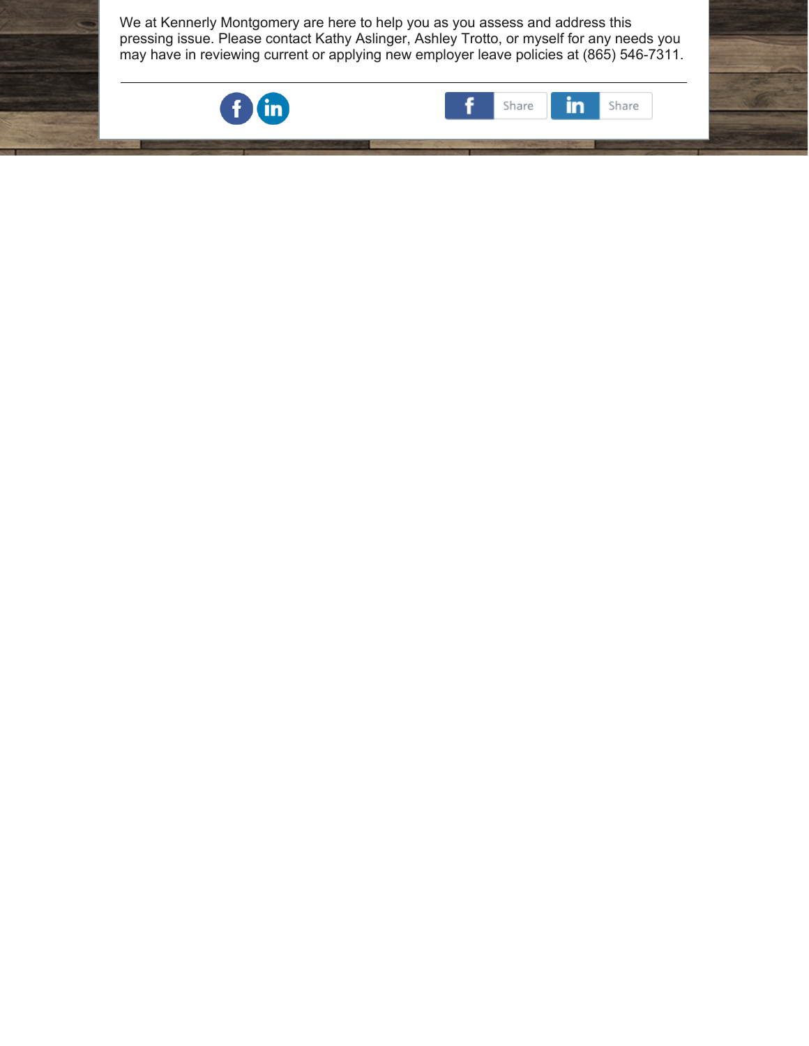We at Kennerly Montgomery are here to help you as you assess and address this pressing issue. Please contact Kathy Aslinger, Ashley Trotto, or myself for any needs you may have in reviewing current or applying new employer leave policies at (865) 546-7311.

---

Share Share